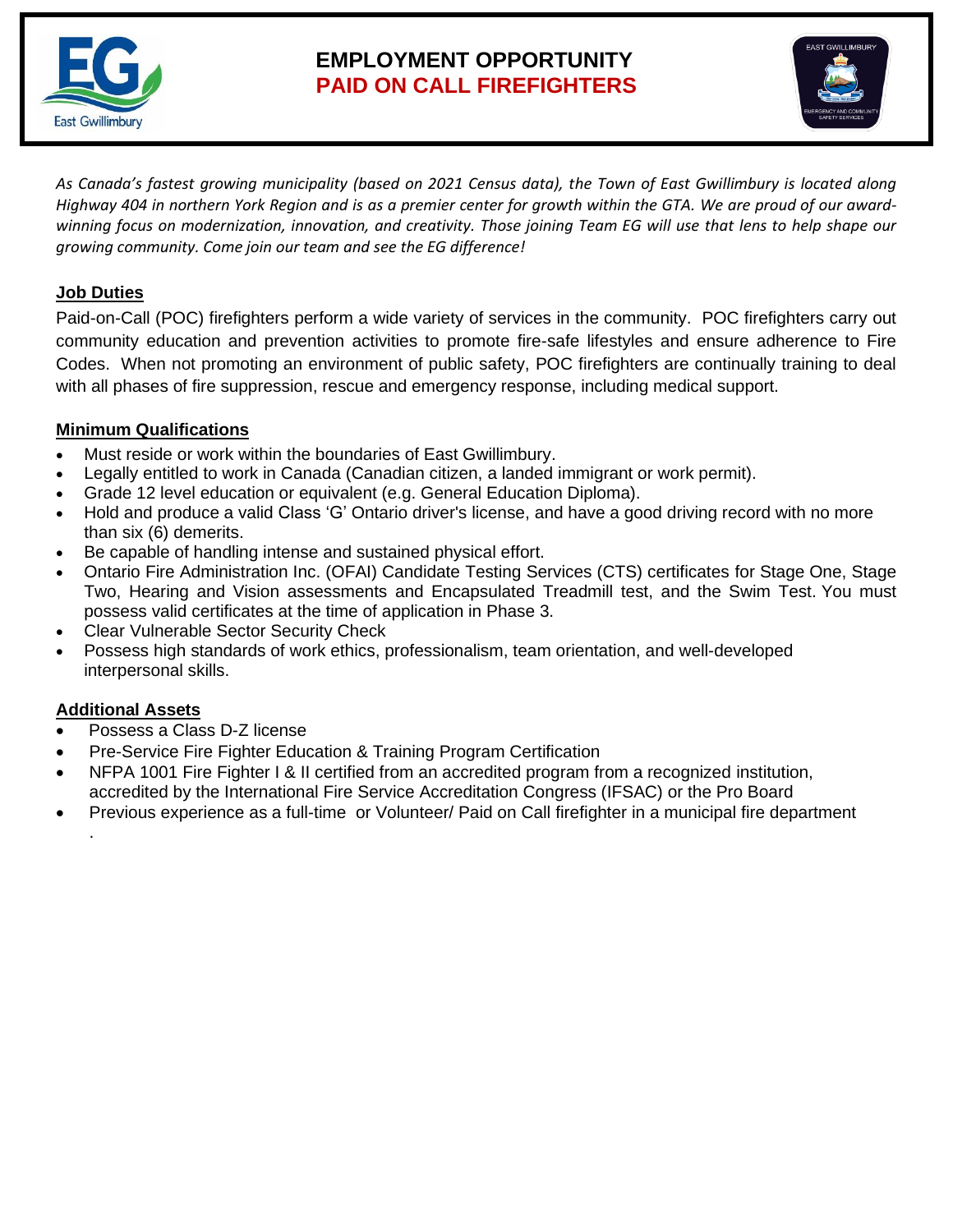# EMPLOYMENT OPPORTUNITY
# PAID ON CALL FIREFIGHTERS

*As Canada's fastest growing municipality (based on 2021 Census data), the Town of East Gwillimbury is located along Highway 404 in northern York Region and is as a premier center for growth within the GTA. We are proud of our award-winning focus on modernization, innovation, and creativity. Those joining Team EG will use that lens to help shape our growing community. Come join our team and see the EG difference!*

## Job Duties

Paid-on-Call (POC) firefighters perform a wide variety of services in the community. POC firefighters carry out community education and prevention activities to promote fire-safe lifestyles and ensure adherence to Fire Codes. When not promoting an environment of public safety, POC firefighters are continually training to deal with all phases of fire suppression, rescue and emergency response, including medical support.

## Minimum Qualifications

- Must reside or work within the boundaries of East Gwillimbury.
- Legally entitled to work in Canada (Canadian citizen, a landed immigrant or work permit).
- Grade 12 level education or equivalent (e.g. General Education Diploma).
- Hold and produce a valid Class 'G' Ontario driver's license, and have a good driving record with no more than six (6) demerits.
- Be capable of handling intense and sustained physical effort.
- Ontario Fire Administration Inc. (OFAI) Candidate Testing Services (CTS) certificates for Stage One, Stage Two, Hearing and Vision assessments and Encapsulated Treadmill test, and the Swim Test. You must possess valid certificates at the time of application in Phase 3.
- Clear Vulnerable Sector Security Check
- Possess high standards of work ethics, professionalism, team orientation, and well-developed interpersonal skills.

## Additional Assets

- Possess a Class D-Z license
- Pre-Service Fire Fighter Education & Training Program Certification
- NFPA 1001 Fire Fighter I & II certified from an accredited program from a recognized institution, accredited by the International Fire Service Accreditation Congress (IFSAC) or the Pro Board
- Previous experience as a full-time or Volunteer/ Paid on Call firefighter in a municipal fire department .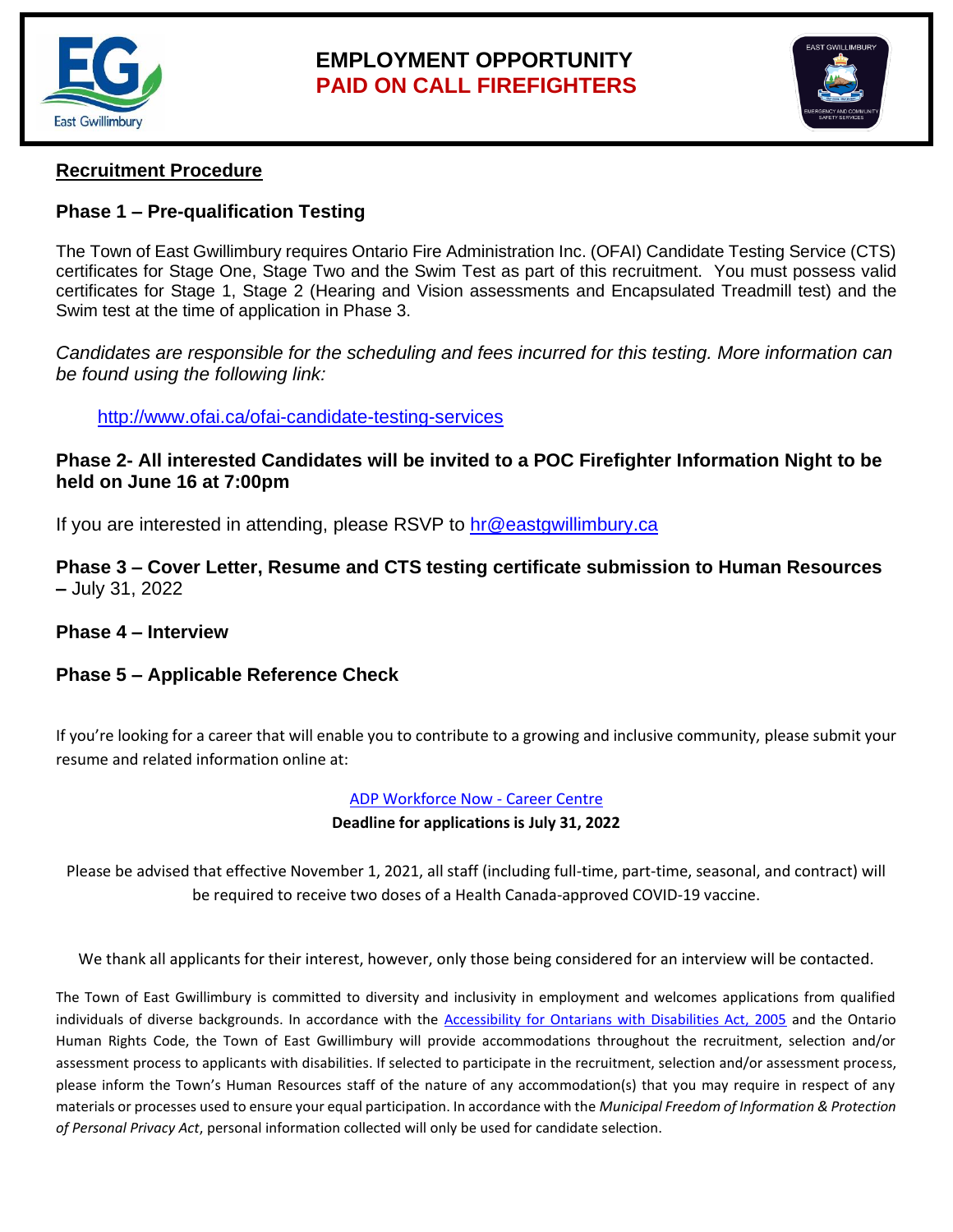# EMPLOYMENT OPPORTUNITY
# PAID ON CALL FIREFIGHTERS

## Recruitment Procedure

### Phase 1 – Pre-qualification Testing

The Town of East Gwillimbury requires Ontario Fire Administration Inc. (OFAI) Candidate Testing Service (CTS) certificates for Stage One, Stage Two and the Swim Test as part of this recruitment. You must possess valid certificates for Stage 1, Stage 2 (Hearing and Vision assessments and Encapsulated Treadmill test) and the Swim test at the time of application in Phase 3.

*Candidates are responsible for the scheduling and fees incurred for this testing. More information can be found using the following link:*

[http://www.ofai.ca/ofai-candidate-testing-services](http://www.ofai.ca/ofai-candidate-testing-services)

### Phase 2- All interested Candidates will be invited to a POC Firefighter Information Night to be held on June 16 at 7:00pm

If you are interested in attending, please RSVP to [hr@eastgwillimbury.ca](mailto:hr@eastgwillimbury.ca)

### Phase 3 – Cover Letter, Resume and CTS testing certificate submission to Human Resources – July 31, 2022

### Phase 4 – Interview

### Phase 5 – Applicable Reference Check

If you're looking for a career that will enable you to contribute to a growing and inclusive community, please submit your resume and related information online at:

[ADP Workforce Now - Career Centre]()

**Deadline for applications is July 31, 2022**

Please be advised that effective November 1, 2021, all staff (including full-time, part-time, seasonal, and contract) will be required to receive two doses of a Health Canada-approved COVID-19 vaccine.

We thank all applicants for their interest, however, only those being considered for an interview will be contacted.

The Town of East Gwillimbury is committed to diversity and inclusivity in employment and welcomes applications from qualified individuals of diverse backgrounds. In accordance with the [Accessibility for Ontarians with Disabilities Act, 2005]() and the Ontario Human Rights Code, the Town of East Gwillimbury will provide accommodations throughout the recruitment, selection and/or assessment process to applicants with disabilities. If selected to participate in the recruitment, selection and/or assessment process, please inform the Town's Human Resources staff of the nature of any accommodation(s) that you may require in respect of any materials or processes used to ensure your equal participation. In accordance with the *Municipal Freedom of Information & Protection of Personal Privacy Act*, personal information collected will only be used for candidate selection.